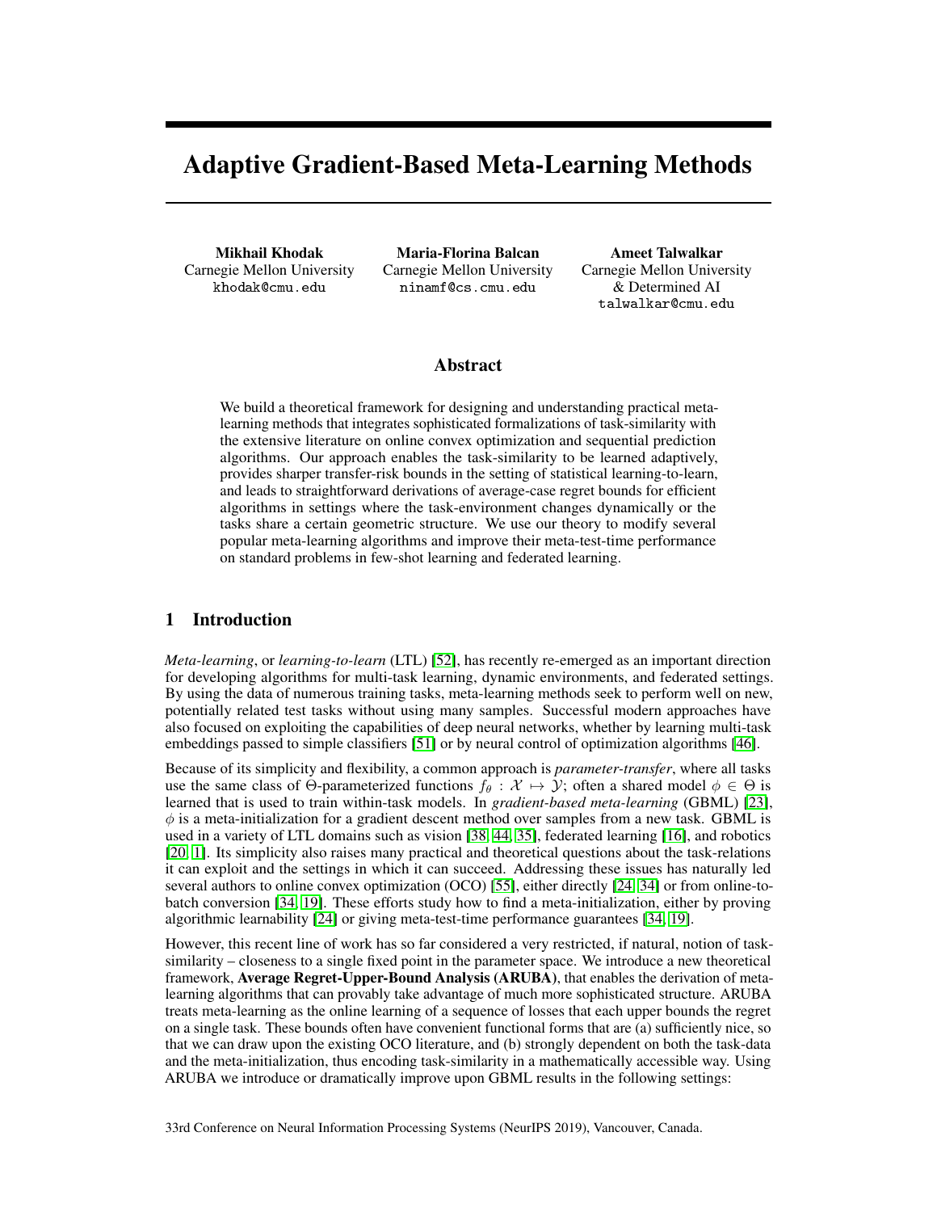# Adaptive Gradient-Based Meta-Learning Methods

**Mikhail Khodak**
Carnegie Mellon University
khodak@cmu.edu

**Maria-Florina Balcan**
Carnegie Mellon University
ninamf@cs.cmu.edu

**Ameet Talwalkar**
Carnegie Mellon University
& Determined AI
talwalkar@cmu.edu

## Abstract

We build a theoretical framework for designing and understanding practical meta-learning methods that integrates sophisticated formalizations of task-similarity with the extensive literature on online convex optimization and sequential prediction algorithms. Our approach enables the task-similarity to be learned adaptively, provides sharper transfer-risk bounds in the setting of statistical learning-to-learn, and leads to straightforward derivations of average-case regret bounds for efficient algorithms in settings where the task-environment changes dynamically or the tasks share a certain geometric structure. We use our theory to modify several popular meta-learning algorithms and improve their meta-test-time performance on standard problems in few-shot learning and federated learning.

## 1 Introduction

*Meta-learning*, or *learning-to-learn* (LTL) [52], has recently re-emerged as an important direction for developing algorithms for multi-task learning, dynamic environments, and federated settings. By using the data of numerous training tasks, meta-learning methods seek to perform well on new, potentially related test tasks without using many samples. Successful modern approaches have also focused on exploiting the capabilities of deep neural networks, whether by learning multi-task embeddings passed to simple classifiers [51] or by neural control of optimization algorithms [46].

Because of its simplicity and flexibility, a common approach is *parameter-transfer*, where all tasks use the same class of $\Theta$-parameterized functions $f_\theta : \mathcal{X} \mapsto \mathcal{Y}$; often a shared model $\phi \in \Theta$ is learned that is used to train within-task models. In *gradient-based meta-learning* (GBML) [23], $\phi$ is a meta-initialization for a gradient descent method over samples from a new task. GBML is used in a variety of LTL domains such as vision [38, 44, 35], federated learning [16], and robotics [20, 1]. Its simplicity also raises many practical and theoretical questions about the task-relations it can exploit and the settings in which it can succeed. Addressing these issues has naturally led several authors to online convex optimization (OCO) [55], either directly [24, 34] or from online-to-batch conversion [34, 19]. These efforts study how to find a meta-initialization, either by proving algorithmic learnability [24] or giving meta-test-time performance guarantees [34, 19].

However, this recent line of work has so far considered a very restricted, if natural, notion of task-similarity – closeness to a single fixed point in the parameter space. We introduce a new theoretical framework, **Average Regret-Upper-Bound Analysis (ARUBA)**, that enables the derivation of meta-learning algorithms that can provably take advantage of much more sophisticated structure. ARUBA treats meta-learning as the online learning of a sequence of losses that each upper bounds the regret on a single task. These bounds often have convenient functional forms that are (a) sufficiently nice, so that we can draw upon the existing OCO literature, and (b) strongly dependent on both the task-data and the meta-initialization, thus encoding task-similarity in a mathematically accessible way. Using ARUBA we introduce or dramatically improve upon GBML results in the following settings:

33rd Conference on Neural Information Processing Systems (NeurIPS 2019), Vancouver, Canada.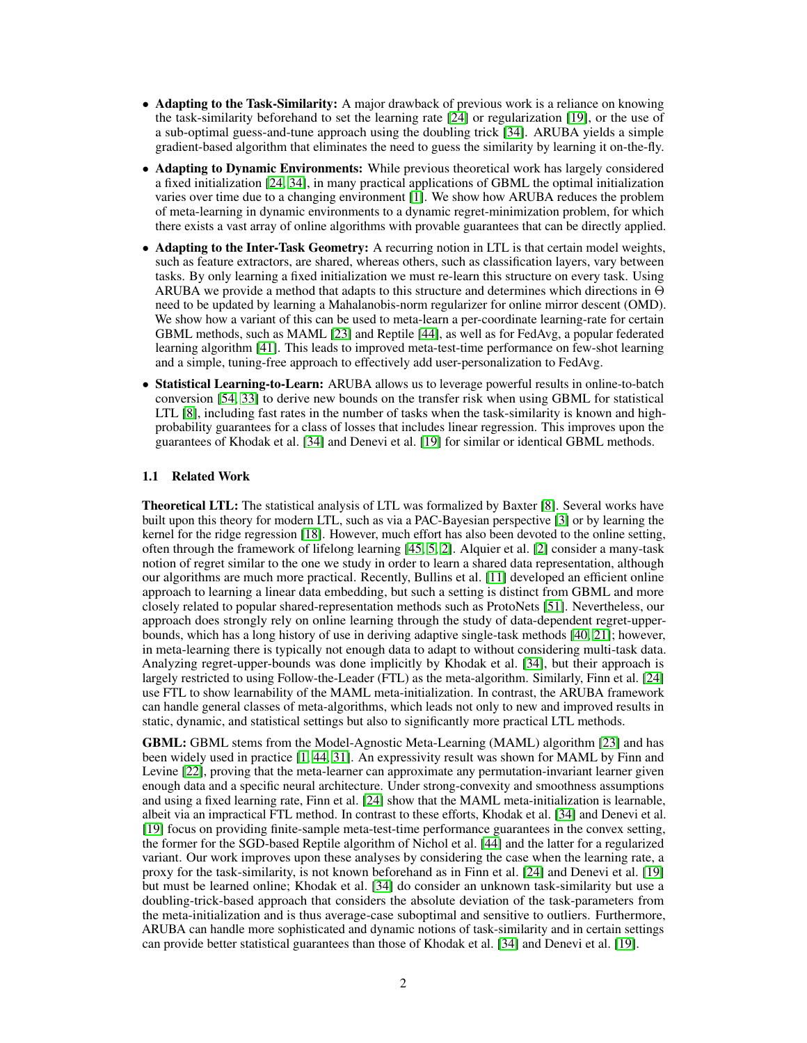- **Adapting to the Task-Similarity:** A major drawback of previous work is a reliance on knowing the task-similarity beforehand to set the learning rate [24] or regularization [19], or the use of a sub-optimal guess-and-tune approach using the doubling trick [34]. ARUBA yields a simple gradient-based algorithm that eliminates the need to guess the similarity by learning it on-the-fly.
- **Adapting to Dynamic Environments:** While previous theoretical work has largely considered a fixed initialization [24, 34], in many practical applications of GBML the optimal initialization varies over time due to a changing environment [1]. We show how ARUBA reduces the problem of meta-learning in dynamic environments to a dynamic regret-minimization problem, for which there exists a vast array of online algorithms with provable guarantees that can be directly applied.
- **Adapting to the Inter-Task Geometry:** A recurring notion in LTL is that certain model weights, such as feature extractors, are shared, whereas others, such as classification layers, vary between tasks. By only learning a fixed initialization we must re-learn this structure on every task. Using ARUBA we provide a method that adapts to this structure and determines which directions in $\Theta$ need to be updated by learning a Mahalanobis-norm regularizer for online mirror descent (OMD). We show how a variant of this can be used to meta-learn a per-coordinate learning-rate for certain GBML methods, such as MAML [23] and Reptile [44], as well as for FedAvg, a popular federated learning algorithm [41]. This leads to improved meta-test-time performance on few-shot learning and a simple, tuning-free approach to effectively add user-personalization to FedAvg.
- **Statistical Learning-to-Learn:** ARUBA allows us to leverage powerful results in online-to-batch conversion [54, 33] to derive new bounds on the transfer risk when using GBML for statistical LTL [8], including fast rates in the number of tasks when the task-similarity is known and high-probability guarantees for a class of losses that includes linear regression. This improves upon the guarantees of Khodak et al. [34] and Denevi et al. [19] for similar or identical GBML methods.

### 1.1 Related Work

**Theoretical LTL:** The statistical analysis of LTL was formalized by Baxter [8]. Several works have built upon this theory for modern LTL, such as via a PAC-Bayesian perspective [3] or by learning the kernel for the ridge regression [18]. However, much effort has also been devoted to the online setting, often through the framework of lifelong learning [45, 5, 2]. Alquier et al. [2] consider a many-task notion of regret similar to the one we study in order to learn a shared data representation, although our algorithms are much more practical. Recently, Bullins et al. [11] developed an efficient online approach to learning a linear data embedding, but such a setting is distinct from GBML and more closely related to popular shared-representation methods such as ProtoNets [51]. Nevertheless, our approach does strongly rely on online learning through the study of data-dependent regret-upper-bounds, which has a long history of use in deriving adaptive single-task methods [40, 21]; however, in meta-learning there is typically not enough data to adapt to without considering multi-task data. Analyzing regret-upper-bounds was done implicitly by Khodak et al. [34], but their approach is largely restricted to using Follow-the-Leader (FTL) as the meta-algorithm. Similarly, Finn et al. [24] use FTL to show learnability of the MAML meta-initialization. In contrast, the ARUBA framework can handle general classes of meta-algorithms, which leads not only to new and improved results in static, dynamic, and statistical settings but also to significantly more practical LTL methods.

**GBML:** GBML stems from the Model-Agnostic Meta-Learning (MAML) algorithm [23] and has been widely used in practice [1, 44, 31]. An expressivity result was shown for MAML by Finn and Levine [22], proving that the meta-learner can approximate any permutation-invariant learner given enough data and a specific neural architecture. Under strong-convexity and smoothness assumptions and using a fixed learning rate, Finn et al. [24] show that the MAML meta-initialization is learnable, albeit via an impractical FTL method. In contrast to these efforts, Khodak et al. [34] and Denevi et al. [19] focus on providing finite-sample meta-test-time performance guarantees in the convex setting, the former for the SGD-based Reptile algorithm of Nichol et al. [44] and the latter for a regularized variant. Our work improves upon these analyses by considering the case when the learning rate, a proxy for the task-similarity, is not known beforehand as in Finn et al. [24] and Denevi et al. [19] but must be learned online; Khodak et al. [34] do consider an unknown task-similarity but use a doubling-trick-based approach that considers the absolute deviation of the task-parameters from the meta-initialization and is thus average-case suboptimal and sensitive to outliers. Furthermore, ARUBA can handle more sophisticated and dynamic notions of task-similarity and in certain settings can provide better statistical guarantees than those of Khodak et al. [34] and Denevi et al. [19].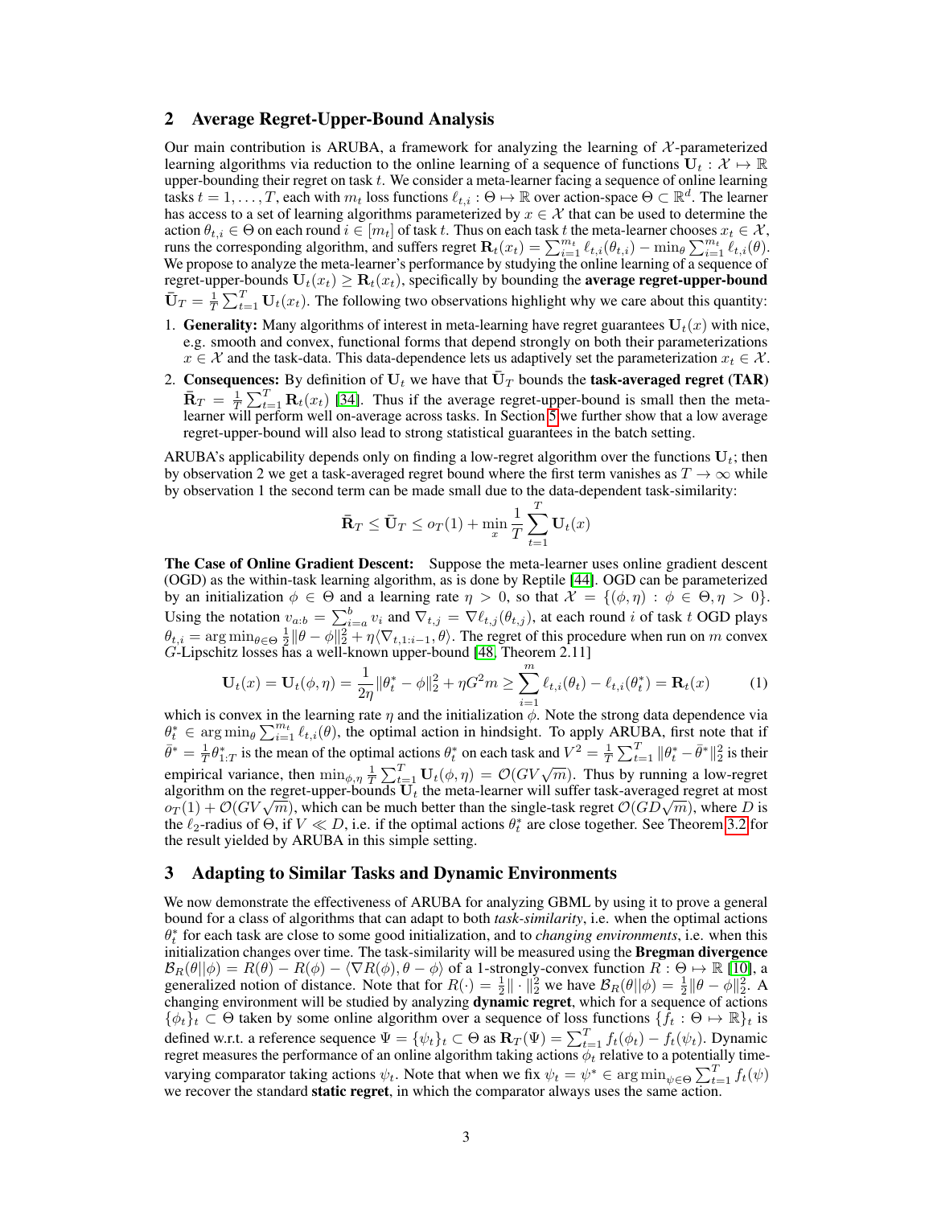## 2 Average Regret-Upper-Bound Analysis

Our main contribution is ARUBA, a framework for analyzing the learning of $\mathcal{X}$-parameterized learning algorithms via reduction to the online learning of a sequence of functions $\mathbf{U}_t : \mathcal{X} \mapsto \mathbb{R}$ upper-bounding their regret on task $t$. We consider a meta-learner facing a sequence of online learning tasks $t = 1, \dots, T$, each with $m_t$ loss functions $\ell_{t,i} : \Theta \mapsto \mathbb{R}$ over action-space $\Theta \subset \mathbb{R}^d$. The learner has access to a set of learning algorithms parameterized by $x \in \mathcal{X}$ that can be used to determine the action $\theta_{t,i} \in \Theta$ on each round $i \in [m_t]$ of task $t$. Thus on each task $t$ the meta-learner chooses $x_t \in \mathcal{X}$, runs the corresponding algorithm, and suffers regret $\mathbf{R}_t(x_t) = \sum_{i=1}^{m_t} \ell_{t,i}(\theta_{t,i}) - \min_\theta \sum_{i=1}^{m_t} \ell_{t,i}(\theta)$. We propose to analyze the meta-learner's performance by studying the online learning of a sequence of regret-upper-bounds $\mathbf{U}_t(x_t) \geq \mathbf{R}_t(x_t)$, specifically by bounding the **average regret-upper-bound** $\bar{\mathbf{U}}_T = \frac{1}{T}\sum_{t=1}^T \mathbf{U}_t(x_t)$. The following two observations highlight why we care about this quantity:

1. **Generality:** Many algorithms of interest in meta-learning have regret guarantees $\mathbf{U}_t(x)$ with nice, e.g. smooth and convex, functional forms that depend strongly on both their parameterizations $x \in \mathcal{X}$ and the task-data. This data-dependence lets us adaptively set the parameterization $x_t \in \mathcal{X}$.
2. **Consequences:** By definition of $\mathbf{U}_t$ we have that $\bar{\mathbf{U}}_T$ bounds the **task-averaged regret (TAR)** $\bar{\mathbf{R}}_T = \frac{1}{T}\sum_{t=1}^T \mathbf{R}_t(x_t)$ [34]. Thus if the average regret-upper-bound is small then the meta-learner will perform well on-average across tasks. In Section 5 we further show that a low average regret-upper-bound will also lead to strong statistical guarantees in the batch setting.

ARUBA's applicability depends only on finding a low-regret algorithm over the functions $\mathbf{U}_t$; then by observation 2 we get a task-averaged regret bound where the first term vanishes as $T \to \infty$ while by observation 1 the second term can be made small due to the data-dependent task-similarity:

$$\bar{\mathbf{R}}_T \leq \bar{\mathbf{U}}_T \leq o_T(1) + \min_x \frac{1}{T}\sum_{t=1}^T \mathbf{U}_t(x)$$

**The Case of Online Gradient Descent:** Suppose the meta-learner uses online gradient descent (OGD) as the within-task learning algorithm, as is done by Reptile [44]. OGD can be parameterized by an initialization $\phi \in \Theta$ and a learning rate $\eta > 0$, so that $\mathcal{X} = \{(\phi, \eta) : \phi \in \Theta, \eta > 0\}$. Using the notation $v_{a:b} = \sum_{i=a}^b v_i$ and $\nabla_{t,j} = \nabla \ell_{t,j}(\theta_{t,j})$, at each round $i$ of task $t$ OGD plays $\theta_{t,i} = \arg\min_{\theta \in \Theta} \frac{1}{2}\|\theta - \phi\|_2^2 + \eta\langle \nabla_{t,1:i-1}, \theta\rangle$. The regret of this procedure when run on $m$ convex $G$-Lipschitz losses has a well-known upper-bound [48, Theorem 2.11]

$$\mathbf{U}_t(x) = \mathbf{U}_t(\phi, \eta) = \frac{1}{2\eta}\|\theta_t^* - \phi\|_2^2 + \eta G^2 m \geq \sum_{i=1}^m \ell_{t,i}(\theta_t) - \ell_{t,i}(\theta_t^*) = \mathbf{R}_t(x) \tag{1}$$

which is convex in the learning rate $\eta$ and the initialization $\phi$. Note the strong data dependence via $\theta_t^* \in \arg\min_\theta \sum_{i=1}^{m_t} \ell_{t,i}(\theta)$, the optimal action in hindsight. To apply ARUBA, first note that if $\bar{\theta}^* = \frac{1}{T}\theta_{1:T}^*$ is the mean of the optimal actions $\theta_t^*$ on each task and $V^2 = \frac{1}{T}\sum_{t=1}^T \|\theta_t^* - \bar{\theta}^*\|_2^2$ is their empirical variance, then $\min_{\phi,\eta} \frac{1}{T}\sum_{t=1}^T \mathbf{U}_t(\phi, \eta) = \mathcal{O}(GV\sqrt{m})$. Thus by running a low-regret algorithm on the regret-upper-bounds $\mathbf{U}_t$ the meta-learner will suffer task-averaged regret at most $o_T(1) + \mathcal{O}(GV\sqrt{m})$, which can be much better than the single-task regret $\mathcal{O}(GD\sqrt{m})$, where $D$ is the $\ell_2$-radius of $\Theta$, if $V \ll D$, i.e. if the optimal actions $\theta_t^*$ are close together. See Theorem 3.2 for the result yielded by ARUBA in this simple setting.

## 3 Adapting to Similar Tasks and Dynamic Environments

We now demonstrate the effectiveness of ARUBA for analyzing GBML by using it to prove a general bound for a class of algorithms that can adapt to both *task-similarity*, i.e. when the optimal actions $\theta_t^*$ for each task are close to some good initialization, and to *changing environments*, i.e. when this initialization changes over time. The task-similarity will be measured using the **Bregman divergence** $\mathcal{B}_R(\theta||\phi) = R(\theta) - R(\phi) - \langle \nabla R(\phi), \theta - \phi\rangle$ of a 1-strongly-convex function $R : \Theta \mapsto \mathbb{R}$ [10], a generalized notion of distance. Note that for $R(\cdot) = \frac{1}{2}\|\cdot\|_2^2$ we have $\mathcal{B}_R(\theta||\phi) = \frac{1}{2}\|\theta - \phi\|_2^2$. A changing environment will be studied by analyzing **dynamic regret**, which for a sequence of actions $\{\phi_t\}_t \subset \Theta$ taken by some online algorithm over a sequence of loss functions $\{f_t : \Theta \mapsto \mathbb{R}\}_t$ is defined w.r.t. a reference sequence $\Psi = \{\psi_t\}_t \subset \Theta$ as $\mathbf{R}_T(\Psi) = \sum_{t=1}^T f_t(\phi_t) - f_t(\psi_t)$. Dynamic regret measures the performance of an online algorithm taking actions $\phi_t$ relative to a potentially time-varying comparator taking actions $\psi_t$. Note that when we fix $\psi_t = \psi^* \in \arg\min_{\psi \in \Theta} \sum_{t=1}^T f_t(\psi)$ we recover the standard **static regret**, in which the comparator always uses the same action.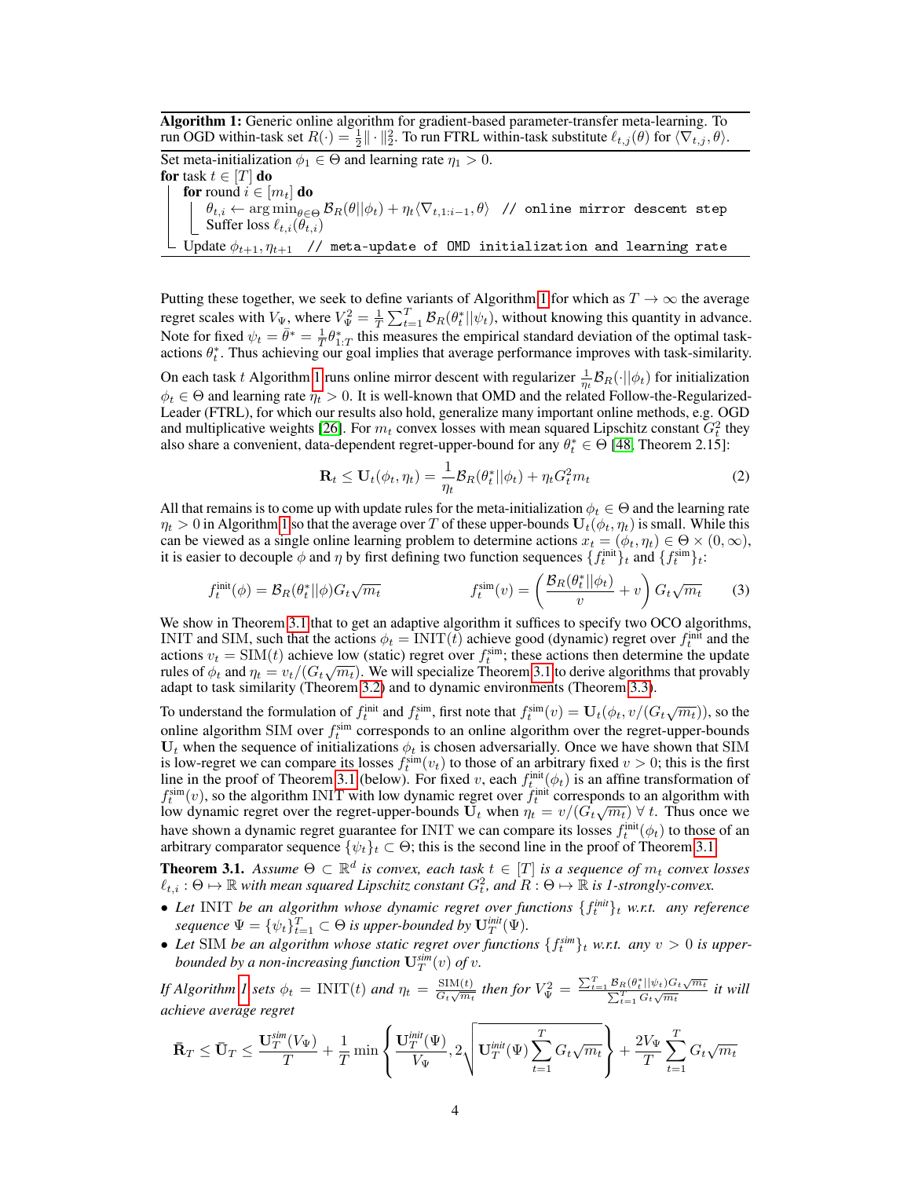**Algorithm 1:** Generic online algorithm for gradient-based parameter-transfer meta-learning. To run OGD within-task set $R(\cdot) = \frac{1}{2}\|\cdot\|_2^2$. To run FTRL within-task substitute $\ell_{t,j}(\theta)$ for $\langle \nabla_{t,j}, \theta \rangle$.

Set meta-initialization $\phi_1 \in \Theta$ and learning rate $\eta_1 > 0$.
**for** task $t \in [T]$ **do**
  **for** round $i \in [m_t]$ **do**
    $\theta_{t,i} \leftarrow \arg\min_{\theta \in \Theta} \mathcal{B}_R(\theta||\phi_t) + \eta_t \langle \nabla_{t,1:i-1}, \theta \rangle$ `// online mirror descent step`
    Suffer loss $\ell_{t,i}(\theta_{t,i})$
  Update $\phi_{t+1}, \eta_{t+1}$ `// meta-update of OMD initialization and learning rate`

Putting these together, we seek to define variants of Algorithm 1 for which as $T \to \infty$ the average regret scales with $V_\Psi$, where $V_\Psi^2 = \frac{1}{T}\sum_{t=1}^T \mathcal{B}_R(\theta_t^*||\psi_t)$, without knowing this quantity in advance. Note for fixed $\psi_t = \bar{\theta}^* = \frac{1}{T}\theta_{1:T}^*$ this measures the empirical standard deviation of the optimal task-actions $\theta_t^*$. Thus achieving our goal implies that average performance improves with task-similarity.

On each task $t$ Algorithm 1 runs online mirror descent with regularizer $\frac{1}{\eta_t}\mathcal{B}_R(\cdot||\phi_t)$ for initialization $\phi_t \in \Theta$ and learning rate $\eta_t > 0$. It is well-known that OMD and the related Follow-the-Regularized-Leader (FTRL), for which our results also hold, generalize many important online methods, e.g. OGD and multiplicative weights [26]. For $m_t$ convex losses with mean squared Lipschitz constant $G_t^2$ they also share a convenient, data-dependent regret-upper-bound for any $\theta_t^* \in \Theta$ [48, Theorem 2.15]:

$$\mathbf{R}_t \leq \mathbf{U}_t(\phi_t, \eta_t) = \frac{1}{\eta_t}\mathcal{B}_R(\theta_t^*||\phi_t) + \eta_t G_t^2 m_t \tag{2}$$

All that remains is to come up with update rules for the meta-initialization $\phi_t \in \Theta$ and the learning rate $\eta_t > 0$ in Algorithm 1 so that the average over $T$ of these upper-bounds $\mathbf{U}_t(\phi_t, \eta_t)$ is small. While this can be viewed as a single online learning problem to determine actions $x_t = (\phi_t, \eta_t) \in \Theta \times (0, \infty)$, it is easier to decouple $\phi$ and $\eta$ by first defining two function sequences $\{f_t^{\text{init}}\}_t$ and $\{f_t^{\text{sim}}\}_t$:

$$f_t^{\text{init}}(\phi) = \mathcal{B}_R(\theta_t^*||\phi) G_t \sqrt{m_t} \qquad\qquad f_t^{\text{sim}}(v) = \left(\frac{\mathcal{B}_R(\theta_t^*||\phi_t)}{v} + v\right) G_t \sqrt{m_t} \tag{3}$$

We show in Theorem 3.1 that to get an adaptive algorithm it suffices to specify two OCO algorithms, INIT and SIM, such that the actions $\phi_t = \text{INIT}(t)$ achieve good (dynamic) regret over $f_t^{\text{init}}$ and the actions $v_t = \text{SIM}(t)$ achieve low (static) regret over $f_t^{\text{sim}}$; these actions then determine the update rules of $\phi_t$ and $\eta_t = v_t/(G_t\sqrt{m_t})$. We will specialize Theorem 3.1 to derive algorithms that provably adapt to task similarity (Theorem 3.2) and to dynamic environments (Theorem 3.3).

To understand the formulation of $f_t^{\text{init}}$ and $f_t^{\text{sim}}$, first note that $f_t^{\text{sim}}(v) = \mathbf{U}_t(\phi_t, v/(G_t\sqrt{m_t}))$, so the online algorithm SIM over $f_t^{\text{sim}}$ corresponds to an online algorithm over the regret-upper-bounds $\mathbf{U}_t$ when the sequence of initializations $\phi_t$ is chosen adversarially. Once we have shown that SIM is low-regret we can compare its losses $f_t^{\text{sim}}(v_t)$ to those of an arbitrary fixed $v > 0$; this is the first line in the proof of Theorem 3.1 (below). For fixed $v$, each $f_t^{\text{init}}(\phi_t)$ is an affine transformation of $f_t^{\text{sim}}(v)$, so the algorithm INIT with low dynamic regret over $f_t^{\text{init}}$ corresponds to an algorithm with low dynamic regret over the regret-upper-bounds $\mathbf{U}_t$ when $\eta_t = v/(G_t\sqrt{m_t})\ \forall\ t$. Thus once we have shown a dynamic regret guarantee for INIT we can compare its losses $f_t^{\text{init}}(\phi_t)$ to those of an arbitrary comparator sequence $\{\psi_t\}_t \subset \Theta$; this is the second line in the proof of Theorem 3.1.

**Theorem 3.1.** *Assume $\Theta \subset \mathbb{R}^d$ is convex, each task $t \in [T]$ is a sequence of $m_t$ convex losses $\ell_{t,i} : \Theta \mapsto \mathbb{R}$ with mean squared Lipschitz constant $G_t^2$, and $R : \Theta \mapsto \mathbb{R}$ is 1-strongly-convex.*

- *Let INIT be an algorithm whose dynamic regret over functions $\{f_t^{\text{init}}\}_t$ w.r.t. any reference sequence $\Psi = \{\psi_t\}_{t=1}^T \subset \Theta$ is upper-bounded by $\mathbf{U}_T^{\text{init}}(\Psi)$.*
- *Let SIM be an algorithm whose static regret over functions $\{f_t^{\text{sim}}\}_t$ w.r.t. any $v > 0$ is upper-bounded by a non-increasing function $\mathbf{U}_T^{\text{sim}}(v)$ of $v$.*

*If Algorithm 1 sets $\phi_t = \text{INIT}(t)$ and $\eta_t = \frac{\text{SIM}(t)}{G_t\sqrt{m_t}}$ then for $V_\Psi^2 = \frac{\sum_{t=1}^T \mathcal{B}_R(\theta_t^*||\psi_t)G_t\sqrt{m_t}}{\sum_{t=1}^T G_t\sqrt{m_t}}$ it will achieve average regret*

$$\bar{\mathbf{R}}_T \leq \bar{\mathbf{U}}_T \leq \frac{\mathbf{U}_T^{\text{sim}}(V_\Psi)}{T} + \frac{1}{T}\min\left\{\frac{\mathbf{U}_T^{\text{init}}(\Psi)}{V_\Psi}, 2\sqrt{\mathbf{U}_T^{\text{init}}(\Psi)\sum_{t=1}^T G_t\sqrt{m_t}}\right\} + \frac{2V_\Psi}{T}\sum_{t=1}^T G_t\sqrt{m_t}$$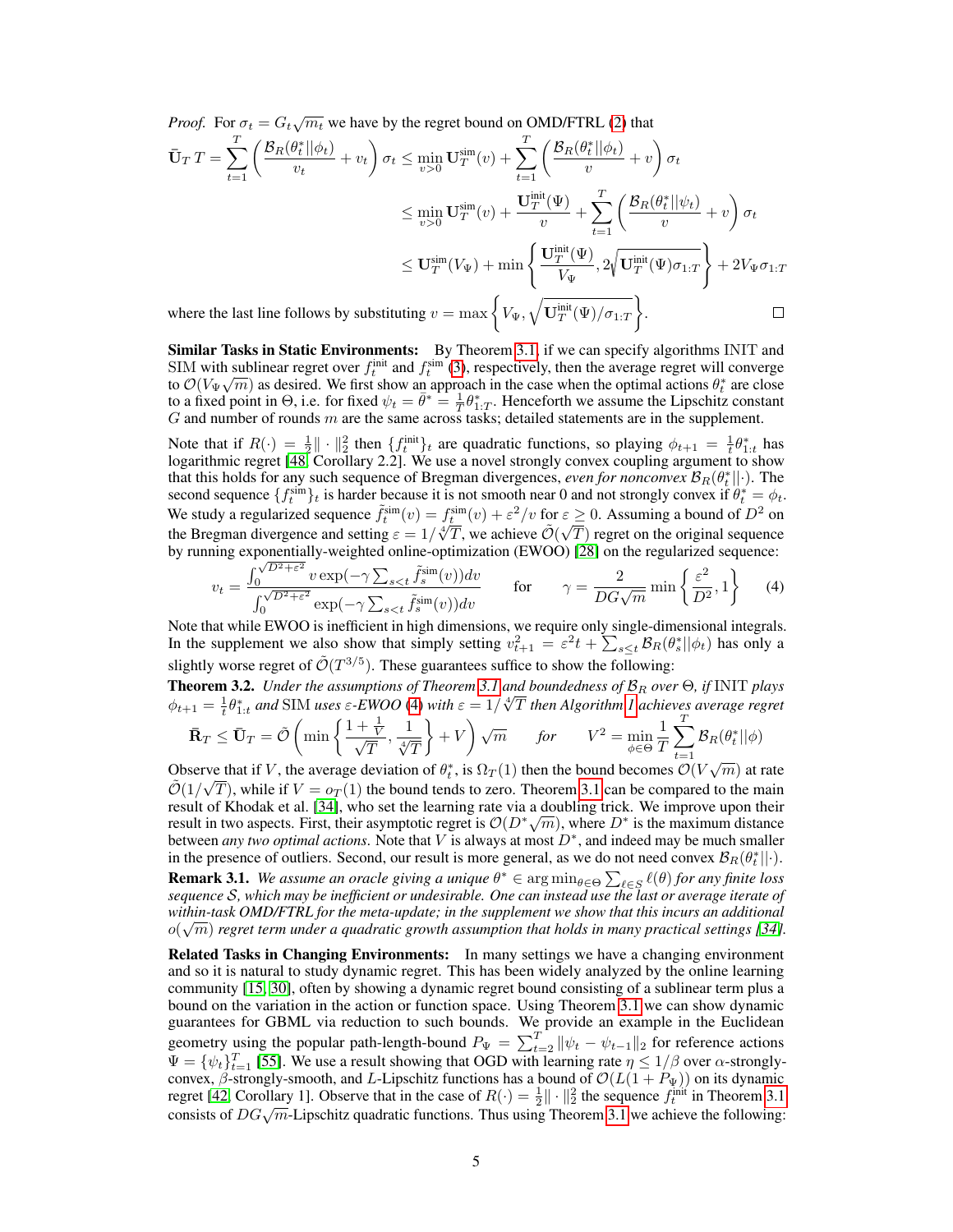*Proof.* For $\sigma_t = G_t\sqrt{m_t}$ we have by the regret bound on OMD/FTRL (2) that

$$\bar{\mathbf{U}}_T T = \sum_{t=1}^T \left(\frac{\mathcal{B}_R(\theta_t^*||\phi_t)}{v_t} + v_t\right)\sigma_t \le \min_{v>0} \mathbf{U}_T^{\text{sim}}(v) + \sum_{t=1}^T \left(\frac{\mathcal{B}_R(\theta_t^*||\phi_t)}{v} + v\right)\sigma_t$$

$$\le \min_{v>0} \mathbf{U}_T^{\text{sim}}(v) + \frac{\mathbf{U}_T^{\text{init}}(\Psi)}{v} + \sum_{t=1}^T \left(\frac{\mathcal{B}_R(\theta_t^*||\psi_t)}{v} + v\right)\sigma_t$$

$$\le \mathbf{U}_T^{\text{sim}}(V_\Psi) + \min\left\{\frac{\mathbf{U}_T^{\text{init}}(\Psi)}{V_\Psi}, 2\sqrt{\mathbf{U}_T^{\text{init}}(\Psi)\sigma_{1:T}}\right\} + 2V_\Psi\sigma_{1:T}$$

where the last line follows by substituting $v = \max\left\{V_\Psi, \sqrt{\mathbf{U}_T^{\text{init}}(\Psi)/\sigma_{1:T}}\right\}$. □

**Similar Tasks in Static Environments:** By Theorem 3.1, if we can specify algorithms INIT and SIM with sublinear regret over $f_t^{\text{init}}$ and $f_t^{\text{sim}}$ (3), respectively, then the average regret will converge to $\mathcal{O}(V_\Psi\sqrt{m})$ as desired. We first show an approach in the case when the optimal actions $\theta_t^*$ are close to a fixed point in $\Theta$, i.e. for fixed $\psi_t = \bar{\theta}^* = \frac{1}{T}\theta_{1:T}^*$. Henceforth we assume the Lipschitz constant $G$ and number of rounds $m$ are the same across tasks; detailed statements are in the supplement.

Note that if $R(\cdot) = \frac{1}{2}\|\cdot\|_2^2$ then $\{f_t^{\text{init}}\}_t$ are quadratic functions, so playing $\phi_{t+1} = \frac{1}{t}\theta_{1:t}^*$ has logarithmic regret [48, Corollary 2.2]. We use a novel strongly convex coupling argument to show that this holds for any such sequence of Bregman divergences, *even for nonconvex* $\mathcal{B}_R(\theta_t^*||\cdot)$. The second sequence $\{f_t^{\text{sim}}\}_t$ is harder because it is not smooth near 0 and not strongly convex if $\theta_t^* = \phi_t$. We study a regularized sequence $\tilde{f}_t^{\text{sim}}(v) = f_t^{\text{sim}}(v) + \varepsilon^2/v$ for $\varepsilon \ge 0$. Assuming a bound of $D^2$ on the Bregman divergence and setting $\varepsilon = 1/\sqrt[4]{T}$, we achieve $\tilde{\mathcal{O}}(\sqrt{T})$ regret on the original sequence by running exponentially-weighted online-optimization (EWOO) [28] on the regularized sequence:

$$v_t = \frac{\int_0^{\sqrt{D^2+\varepsilon^2}} v\exp(-\gamma\sum_{s<t}\tilde{f}_s^{\text{sim}}(v))dv}{\int_0^{\sqrt{D^2+\varepsilon^2}} \exp(-\gamma\sum_{s<t}\tilde{f}_s^{\text{sim}}(v))dv} \qquad \text{for} \qquad \gamma = \frac{2}{DG\sqrt{m}}\min\left\{\frac{\varepsilon^2}{D^2}, 1\right\} \tag{4}$$

Note that while EWOO is inefficient in high dimensions, we require only single-dimensional integrals. In the supplement we also show that simply setting $v_{t+1}^2 = \varepsilon^2 t + \sum_{s\le t}\mathcal{B}_R(\theta_s^*||\phi_t)$ has only a slightly worse regret of $\tilde{\mathcal{O}}(T^{3/5})$. These guarantees suffice to show the following:

**Theorem 3.2.** *Under the assumptions of Theorem 3.1 and boundedness of $\mathcal{B}_R$ over $\Theta$, if* INIT *plays $\phi_{t+1} = \frac{1}{t}\theta_{1:t}^*$ and* SIM *uses $\varepsilon$-EWOO (4) with $\varepsilon = 1/\sqrt[4]{T}$ then Algorithm 1 achieves average regret*

$$\bar{\mathbf{R}}_T \le \bar{\mathbf{U}}_T = \tilde{\mathcal{O}}\left(\min\left\{\frac{1+\frac{1}{V}}{\sqrt{T}}, \frac{1}{\sqrt[4]{T}}\right\} + V\right)\sqrt{m} \qquad \text{for} \qquad V^2 = \min_{\phi\in\Theta}\frac{1}{T}\sum_{t=1}^T \mathcal{B}_R(\theta_t^*||\phi)$$

Observe that if $V$, the average deviation of $\theta_t^*$, is $\Omega_T(1)$ then the bound becomes $\mathcal{O}(V\sqrt{m})$ at rate $\tilde{\mathcal{O}}(1/\sqrt{T})$, while if $V = o_T(1)$ the bound tends to zero. Theorem 3.1 can be compared to the main result of Khodak et al. [34], who set the learning rate via a doubling trick. We improve upon their result in two aspects. First, their asymptotic regret is $\mathcal{O}(D^*\sqrt{m})$, where $D^*$ is the maximum distance between *any two optimal actions*. Note that $V$ is always at most $D^*$, and indeed may be much smaller in the presence of outliers. Second, our result is more general, as we do not need convex $\mathcal{B}_R(\theta_t^*||\cdot)$.

**Remark 3.1.** *We assume an oracle giving a unique $\theta^* \in \arg\min_{\theta\in\Theta}\sum_{\ell\in S}\ell(\theta)$ for any finite loss sequence $S$, which may be inefficient or undesirable. One can instead use the last or average iterate of within-task OMD/FTRL for the meta-update; in the supplement we show that this incurs an additional $o(\sqrt{m})$ regret term under a quadratic growth assumption that holds in many practical settings [34].*

**Related Tasks in Changing Environments:** In many settings we have a changing environment and so it is natural to study dynamic regret. This has been widely analyzed by the online learning community [15, 30], often by showing a dynamic regret bound consisting of a sublinear term plus a bound on the variation in the action or function space. Using Theorem 3.1 we can show dynamic guarantees for GBML via reduction to such bounds. We provide an example in the Euclidean geometry using the popular path-length-bound $P_\Psi = \sum_{t=2}^T\|\psi_t - \psi_{t-1}\|_2$ for reference actions $\Psi = \{\psi_t\}_{t=1}^T$ [55]. We use a result showing that OGD with learning rate $\eta \le 1/\beta$ over $\alpha$-strongly-convex, $\beta$-strongly-smooth, and $L$-Lipschitz functions has a bound of $\mathcal{O}(L(1+P_\Psi))$ on its dynamic regret [42, Corollary 1]. Observe that in the case of $R(\cdot) = \frac{1}{2}\|\cdot\|_2^2$ the sequence $f_t^{\text{init}}$ in Theorem 3.1 consists of $DG\sqrt{m}$-Lipschitz quadratic functions. Thus using Theorem 3.1 we achieve the following: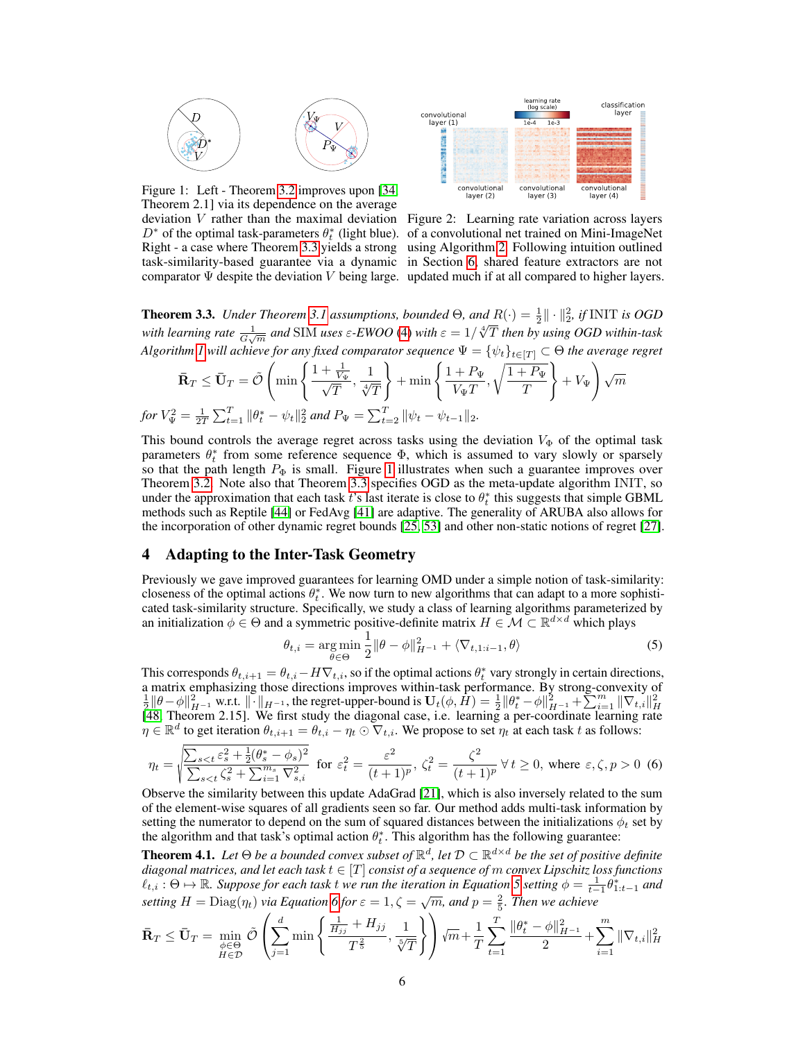Figure 1: Left - Theorem 3.2 improves upon [34, Theorem 2.1] via its dependence on the average deviation $V$ rather than the maximal deviation $D^*$ of the optimal task-parameters $\theta_t^*$ (light blue). Right - a case where Theorem 3.3 yields a strong task-similarity-based guarantee via a dynamic comparator $\Psi$ despite the deviation $V$ being large.

Figure 2: Learning rate variation across layers of a convolutional net trained on Mini-ImageNet using Algorithm 2. Following intuition outlined in Section 6, shared feature extractors are not updated much if at all compared to higher layers.

**Theorem 3.3.** *Under Theorem 3.1 assumptions, bounded $\Theta$, and $R(\cdot) = \frac{1}{2}\|\cdot\|_2^2$, if* INIT *is OGD with learning rate $\frac{1}{G\sqrt{m}}$ and* SIM *uses $\varepsilon$-EWOO (4) with $\varepsilon = 1/\sqrt[4]{T}$ then by using OGD within-task Algorithm 1 will achieve for any fixed comparator sequence $\Psi = \{\psi_t\}_{t\in[T]} \subset \Theta$ the average regret*

$$\bar{\mathbf{R}}_T \leq \bar{\mathbf{U}}_T = \tilde{\mathcal{O}}\left(\min\left\{\frac{1+\frac{1}{V_\Psi}}{\sqrt{T}}, \frac{1}{\sqrt[4]{T}}\right\} + \min\left\{\frac{1+P_\Psi}{V_\Psi T}, \sqrt{\frac{1+P_\Psi}{T}}\right\} + V_\Psi\right)\sqrt{m}$$

*for $V_\Psi^2 = \frac{1}{2T}\sum_{t=1}^T \|\theta_t^* - \psi_t\|_2^2$ and $P_\Psi = \sum_{t=2}^T \|\psi_t - \psi_{t-1}\|_2$.*

This bound controls the average regret across tasks using the deviation $V_\Phi$ of the optimal task parameters $\theta_t^*$ from some reference sequence $\Phi$, which is assumed to vary slowly or sparsely so that the path length $P_\Phi$ is small. Figure 1 illustrates when such a guarantee improves over Theorem 3.2. Note also that Theorem 3.3 specifies OGD as the meta-update algorithm INIT, so under the approximation that each task $t$'s last iterate is close to $\theta_t^*$ this suggests that simple GBML methods such as Reptile [44] or FedAvg [41] are adaptive. The generality of ARUBA also allows for the incorporation of other dynamic regret bounds [25, 53] and other non-static notions of regret [27].

## 4 Adapting to the Inter-Task Geometry

Previously we gave improved guarantees for learning OMD under a simple notion of task-similarity: closeness of the optimal actions $\theta_t^*$. We now turn to new algorithms that can adapt to a more sophisticated task-similarity structure. Specifically, we study a class of learning algorithms parameterized by an initialization $\phi \in \Theta$ and a symmetric positive-definite matrix $H \in \mathcal{M} \subset \mathbb{R}^{d\times d}$ which plays

$$\theta_{t,i} = \operatorname*{arg\,min}_{\theta\in\Theta} \frac{1}{2}\|\theta - \phi\|_{H^{-1}}^2 + \langle \nabla_{t,1:i-1}, \theta\rangle \tag{5}$$

This corresponds $\theta_{t,i+1} = \theta_{t,i} - H\nabla_{t,i}$, so if the optimal actions $\theta_t^*$ vary strongly in certain directions, a matrix emphasizing those directions improves within-task performance. By strong-convexity of $\frac{1}{2}\|\theta-\phi\|_{H^{-1}}^2$ w.r.t. $\|\cdot\|_{H^{-1}}$, the regret-upper-bound is $\mathbf{U}_t(\phi, H) = \frac{1}{2}\|\theta_t^* - \phi\|_{H^{-1}}^2 + \sum_{i=1}^m \|\nabla_{t,i}\|_H^2$ [48, Theorem 2.15]. We first study the diagonal case, i.e. learning a per-coordinate learning rate $\eta \in \mathbb{R}^d$ to get iteration $\theta_{t,i+1} = \theta_{t,i} - \eta_t \odot \nabla_{t,i}$. We propose to set $\eta_t$ at each task $t$ as follows:

$$\eta_t = \sqrt{\frac{\sum_{s<t} \varepsilon_s^2 + \frac{1}{2}(\theta_s^* - \phi_s)^2}{\sum_{s<t} \zeta_s^2 + \sum_{i=1}^{m_s} \nabla_{s,i}^2}} \quad \text{for } \varepsilon_t^2 = \frac{\varepsilon^2}{(t+1)^p},\ \zeta_t^2 = \frac{\zeta^2}{(t+1)^p}\ \forall\, t\geq 0, \text{ where } \varepsilon, \zeta, p > 0 \tag{6}$$

Observe the similarity between this update AdaGrad [21], which is also inversely related to the sum of the element-wise squares of all gradients seen so far. Our method adds multi-task information by setting the numerator to depend on the sum of squared distances between the initializations $\phi_t$ set by the algorithm and that task's optimal action $\theta_t^*$. This algorithm has the following guarantee:

**Theorem 4.1.** *Let $\Theta$ be a bounded convex subset of $\mathbb{R}^d$, let $\mathcal{D} \subset \mathbb{R}^{d\times d}$ be the set of positive definite diagonal matrices, and let each task $t \in [T]$ consist of a sequence of $m$ convex Lipschitz loss functions $\ell_{t,i} : \Theta \mapsto \mathbb{R}$. Suppose for each task $t$ we run the iteration in Equation 5 setting $\phi = \frac{1}{t-1}\theta_{1:t-1}^*$ and setting $H = \operatorname{Diag}(\eta_t)$ via Equation 6 for $\varepsilon = 1, \zeta = \sqrt{m}$, and $p = \frac{2}{5}$. Then we achieve*

$$\bar{\mathbf{R}}_T \leq \bar{\mathbf{U}}_T = \min_{\substack{\phi\in\Theta \\ H\in\mathcal{D}}} \tilde{\mathcal{O}}\left(\sum_{j=1}^d \min\left\{\frac{\frac{1}{H_{jj}} + H_{jj}}{T^{\frac{2}{5}}}, \frac{1}{\sqrt[5]{T}}\right\}\right)\sqrt{m} + \frac{1}{T}\sum_{t=1}^T \frac{\|\theta_t^* - \phi\|_{H^{-1}}^2}{2} + \sum_{i=1}^m \|\nabla_{t,i}\|_H^2$$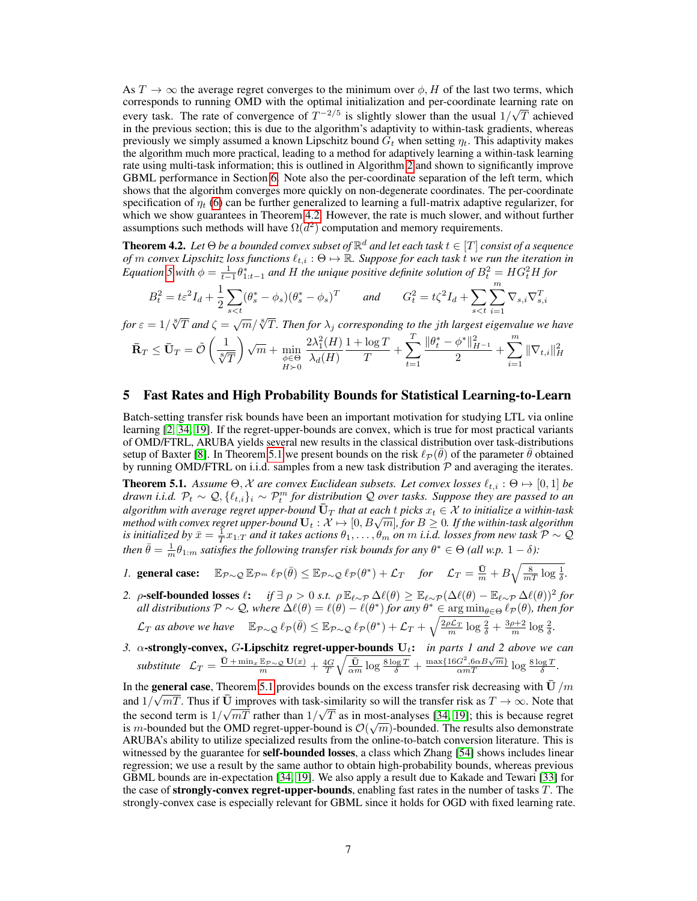As $T \to \infty$ the average regret converges to the minimum over $\phi, H$ of the last two terms, which corresponds to running OMD with the optimal initialization and per-coordinate learning rate on every task. The rate of convergence of $T^{-2/5}$ is slightly slower than the usual $1/\sqrt{T}$ achieved in the previous section; this is due to the algorithm's adaptivity to within-task gradients, whereas previously we simply assumed a known Lipschitz bound $G_t$ when setting $\eta_t$. This adaptivity makes the algorithm much more practical, leading to a method for adaptively learning a within-task learning rate using multi-task information; this is outlined in Algorithm 2 and shown to significantly improve GBML performance in Section 6. Note also the per-coordinate separation of the left term, which shows that the algorithm converges more quickly on non-degenerate coordinates. The per-coordinate specification of $\eta_t$ (6) can be further generalized to learning a full-matrix adaptive regularizer, for which we show guarantees in Theorem 4.2. However, the rate is much slower, and without further assumptions such methods will have $\Omega(d^2)$ computation and memory requirements.

**Theorem 4.2.** *Let $\Theta$ be a bounded convex subset of $\mathbb{R}^d$ and let each task $t \in [T]$ consist of a sequence of $m$ convex Lipschitz loss functions $\ell_{t,i} : \Theta \mapsto \mathbb{R}$. Suppose for each task $t$ we run the iteration in Equation 5 with $\phi = \frac{1}{t-1}\theta^*_{1:t-1}$ and $H$ the unique positive definite solution of $B_t^2 = HG_t^2 H$ for*

$$B_t^2 = t\varepsilon^2 I_d + \frac{1}{2}\sum_{s<t}(\theta_s^* - \phi_s)(\theta_s^* - \phi_s)^T \qquad \text{and} \qquad G_t^2 = t\zeta^2 I_d + \sum_{s<t}\sum_{i=1}^m \nabla_{s,i}\nabla_{s,i}^T$$

*for $\varepsilon = 1/\sqrt[8]{T}$ and $\zeta = \sqrt{m}/\sqrt[8]{T}$. Then for $\lambda_j$ corresponding to the $j$th largest eigenvalue we have*

$$\bar{\mathbf{R}}_T \le \bar{\mathbf{U}}_T = \tilde{\mathcal{O}}\left(\frac{1}{\sqrt[8]{T}}\right)\sqrt{m} + \min_{\substack{\phi \in \Theta \\ H \succ 0}} \frac{2\lambda_1^2(H)}{\lambda_d(H)}\frac{1+\log T}{T} + \sum_{t=1}^T \frac{\|\theta_t^* - \phi^*\|_{H^{-1}}^2}{2} + \sum_{i=1}^m \|\nabla_{t,i}\|_H^2$$

## 5 Fast Rates and High Probability Bounds for Statistical Learning-to-Learn

Batch-setting transfer risk bounds have been an important motivation for studying LTL via online learning [2, 34, 19]. If the regret-upper-bounds are convex, which is true for most practical variants of OMD/FTRL, ARUBA yields several new results in the classical distribution over task-distributions setup of Baxter [8]. In Theorem 5.1 we present bounds on the risk $\ell_{\mathcal{P}}(\bar{\theta})$ of the parameter $\bar{\theta}$ obtained by running OMD/FTRL on i.i.d. samples from a new task distribution $\mathcal{P}$ and averaging the iterates.

**Theorem 5.1.** *Assume $\Theta, \mathcal{X}$ are convex Euclidean subsets. Let convex losses $\ell_{t,i} : \Theta \mapsto [0,1]$ be drawn i.i.d. $\mathcal{P}_t \sim \mathcal{Q}, \{\ell_{t,i}\}_i \sim \mathcal{P}_t^m$ for distribution $\mathcal{Q}$ over tasks. Suppose they are passed to an algorithm with average regret upper-bound $\bar{\mathbf{U}}_T$ that at each $t$ picks $x_t \in \mathcal{X}$ to initialize a within-task method with convex regret upper-bound $\mathbf{U}_t : \mathcal{X} \mapsto [0, B\sqrt{m}]$, for $B \ge 0$. If the within-task algorithm is initialized by $\bar{x} = \frac{1}{T}x_{1:T}$ and it takes actions $\theta_1, \dots, \theta_m$ on $m$ i.i.d. losses from new task $\mathcal{P} \sim \mathcal{Q}$ then $\bar{\theta} = \frac{1}{m}\theta_{1:m}$ satisfies the following transfer risk bounds for any $\theta^* \in \Theta$ (all w.p. $1-\delta$):*

1. **general case:** $\quad \mathbb{E}_{\mathcal{P}\sim\mathcal{Q}}\mathbb{E}_{\mathcal{P}^m}\,\ell_{\mathcal{P}}(\bar{\theta}) \le \mathbb{E}_{\mathcal{P}\sim\mathcal{Q}}\,\ell_{\mathcal{P}}(\theta^*) + \mathcal{L}_T \quad$ *for* $\quad \mathcal{L}_T = \frac{\bar{\mathbf{U}}}{m} + B\sqrt{\frac{8}{mT}\log\frac{1}{\delta}}$.
2. **$\rho$-self-bounded losses $\ell$:** *if $\exists\, \rho > 0$ s.t. $\rho\,\mathbb{E}_{\ell\sim\mathcal{P}}\,\Delta\ell(\theta) \ge \mathbb{E}_{\ell\sim\mathcal{P}}(\Delta\ell(\theta) - \mathbb{E}_{\ell\sim\mathcal{P}}\,\Delta\ell(\theta))^2$ for all distributions $\mathcal{P} \sim \mathcal{Q}$, where $\Delta\ell(\theta) = \ell(\theta) - \ell(\theta^*)$ for any $\theta^* \in \arg\min_{\theta\in\Theta}\ell_{\mathcal{P}}(\theta)$, then for $\mathcal{L}_T$ as above we have* $\quad \mathbb{E}_{\mathcal{P}\sim\mathcal{Q}}\,\ell_{\mathcal{P}}(\bar{\theta}) \le \mathbb{E}_{\mathcal{P}\sim\mathcal{Q}}\,\ell_{\mathcal{P}}(\theta^*) + \mathcal{L}_T + \sqrt{\frac{2\rho\mathcal{L}_T}{m}\log\frac{2}{\delta}} + \frac{3\rho+2}{m}\log\frac{2}{\delta}$.
3. **$\alpha$-strongly-convex, $G$-Lipschitz regret-upper-bounds $\mathbf{U}_t$:** *in parts 1 and 2 above we can substitute* $\quad \mathcal{L}_T = \frac{\bar{\mathbf{U}} + \min_x \mathbb{E}_{\mathcal{P}\sim\mathcal{Q}}\,\mathbf{U}(x)}{m} + \frac{4G}{T}\sqrt{\frac{\bar{\mathbf{U}}}{\alpha m}\log\frac{8\log T}{\delta}} + \frac{\max\{16G^2, 6\alpha B\sqrt{m}\}}{\alpha m T}\log\frac{8\log T}{\delta}$.

In the **general case**, Theorem 5.1 provides bounds on the excess transfer risk decreasing with $\bar{\mathbf{U}}/m$ and $1/\sqrt{mT}$. Thus if $\bar{\mathbf{U}}$ improves with task-similarity so will the transfer risk as $T \to \infty$. Note that the second term is $1/\sqrt{mT}$ rather than $1/\sqrt{T}$ as in most-analyses [34, 19]; this is because regret is $m$-bounded but the OMD regret-upper-bound is $\mathcal{O}(\sqrt{m})$-bounded. The results also demonstrate ARUBA's ability to utilize specialized results from the online-to-batch conversion literature. This is witnessed by the guarantee for **self-bounded losses**, a class which Zhang [54] shows includes linear regression; we use a result by the same author to obtain high-probability bounds, whereas previous GBML bounds are in-expectation [34, 19]. We also apply a result due to Kakade and Tewari [33] for the case of **strongly-convex regret-upper-bounds**, enabling fast rates in the number of tasks $T$. The strongly-convex case is especially relevant for GBML since it holds for OGD with fixed learning rate.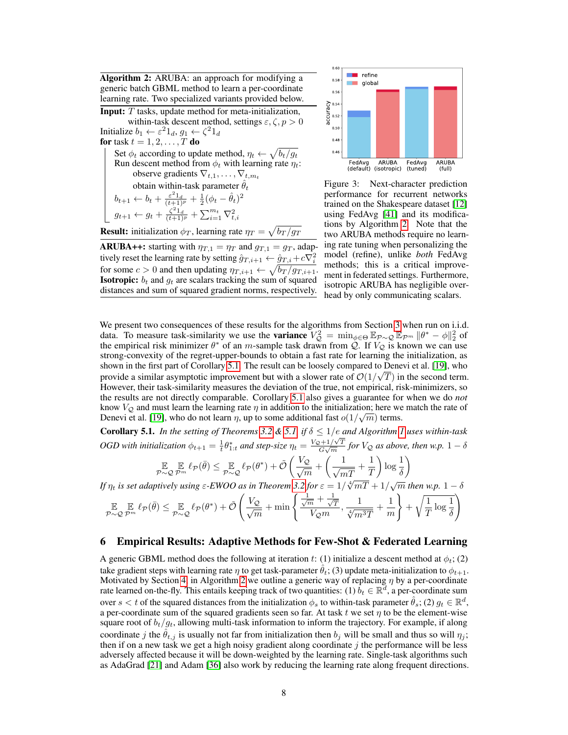**Algorithm 2:** ARUBA: an approach for modifying a generic batch GBML method to learn a per-coordinate learning rate. Two specialized variants provided below.

**Input:** $T$ tasks, update method for meta-initialization, within-task descent method, settings $\varepsilon, \zeta, p > 0$

Initialize $b_1 \leftarrow \varepsilon^2 1_d$, $g_1 \leftarrow \zeta^2 1_d$

**for** task $t = 1, 2, \dots, T$ **do**

- Set $\phi_t$ according to update method, $\eta_t \leftarrow \sqrt{b_t / g_t}$
- Run descent method from $\phi_t$ with learning rate $\eta_t$:
  - observe gradients $\nabla_{t,1}, \dots, \nabla_{t,m_t}$
  - obtain within-task parameter $\hat{\theta}_t$
- $b_{t+1} \leftarrow b_t + \frac{\varepsilon^2 1_d}{(t+1)^p} + \frac{1}{2}(\phi_t - \hat{\theta}_t)^2$
- $g_{t+1} \leftarrow g_t + \frac{\zeta^2 1_d}{(t+1)^p} + \sum_{i=1}^{m_t} \nabla_{t,i}^2$

**Result:** initialization $\phi_T$, learning rate $\eta_T = \sqrt{b_T / g_T}$

**ARUBA++:** starting with $\eta_{T,1} = \eta_T$ and $g_{T,1} = g_T$, adaptively reset the learning rate by setting $\hat{g}_{T,i+1} \leftarrow \hat{g}_{T,i} + c\nabla_i^2$ for some $c > 0$ and then updating $\eta_{T,i+1} \leftarrow \sqrt{b_T / g_{T,i+1}}$.
**Isotropic:** $b_t$ and $g_t$ are scalars tracking the sum of squared distances and sum of squared gradient norms, respectively.

Figure 3: Next-character prediction performance for recurrent networks trained on the Shakespeare dataset [12] using FedAvg [41] and its modifications by Algorithm 2. Note that the two ARUBA methods require no learning rate tuning when personalizing the model (refine), unlike *both* FedAvg methods; this is a critical improvement in federated settings. Furthermore, isotropic ARUBA has negligible overhead by only communicating scalars.

We present two consequences of these results for the algorithms from Section 3 when run on i.i.d. data. To measure task-similarity we use the **variance** $V_{\mathcal{Q}}^2 = \min_{\phi \in \Theta} \mathbb{E}_{\mathcal{P} \sim \mathcal{Q}} \mathbb{E}_{\mathcal{P}^m} \|\theta^* - \phi\|_2^2$ of the empirical risk minimizer $\theta^*$ of an $m$-sample task drawn from $\mathcal{Q}$. If $V_{\mathcal{Q}}$ is known we can use strong-convexity of the regret-upper-bounds to obtain a fast rate for learning the initialization, as shown in the first part of Corollary 5.1. The result can be loosely compared to Denevi et al. [19], who provide a similar asymptotic improvement but with a slower rate of $\mathcal{O}(1/\sqrt{T})$ in the second term. However, their task-similarity measures the deviation of the true, not empirical, risk-minimizers, so the results are not directly comparable. Corollary 5.1 also gives a guarantee for when we do *not* know $V_{\mathcal{Q}}$ and must learn the learning rate $\eta$ in addition to the initialization; here we match the rate of Denevi et al. [19], who do not learn $\eta$, up to some additional fast $o(1/\sqrt{m})$ terms.

**Corollary 5.1.** *In the setting of Theorems 3.2 & 5.1, if $\delta \leq 1/e$ and Algorithm 1 uses within-task OGD with initialization $\phi_{t+1} = \frac{1}{t}\theta^*_{1:t}$ and step-size $\eta_t = \frac{V_{\mathcal{Q}} + 1/\sqrt{T}}{G\sqrt{m}}$ for $V_{\mathcal{Q}}$ as above, then w.p. $1-\delta$*

$$\mathop{\mathbb{E}}_{\mathcal{P}\sim\mathcal{Q}} \mathop{\mathbb{E}}_{\mathcal{P}^m} \ell_{\mathcal{P}}(\bar{\theta}) \leq \mathop{\mathbb{E}}_{\mathcal{P}\sim\mathcal{Q}} \ell_{\mathcal{P}}(\theta^*) + \tilde{\mathcal{O}}\left(\frac{V_{\mathcal{Q}}}{\sqrt{m}} + \left(\frac{1}{\sqrt{mT}} + \frac{1}{T}\right)\log\frac{1}{\delta}\right)$$

*If $\eta_t$ is set adaptively using $\varepsilon$-EWOO as in Theorem 3.2 for $\varepsilon = 1/\sqrt[4]{mT} + 1/\sqrt{m}$ then w.p. $1-\delta$*

$$\mathop{\mathbb{E}}_{\mathcal{P}\sim\mathcal{Q}} \mathop{\mathbb{E}}_{\mathcal{P}^m} \ell_{\mathcal{P}}(\bar{\theta}) \leq \mathop{\mathbb{E}}_{\mathcal{P}\sim\mathcal{Q}} \ell_{\mathcal{P}}(\theta^*) + \tilde{\mathcal{O}}\left(\frac{V_{\mathcal{Q}}}{\sqrt{m}} + \min\left\{\frac{\frac{1}{\sqrt{m}} + \frac{1}{\sqrt{T}}}{V_{\mathcal{Q}} m}, \frac{1}{\sqrt[4]{m^3 T}} + \frac{1}{m}\right\} + \sqrt{\frac{1}{T}\log\frac{1}{\delta}}\right)$$

## 6 Empirical Results: Adaptive Methods for Few-Shot & Federated Learning

A generic GBML method does the following at iteration $t$: (1) initialize a descent method at $\phi_t$; (2) take gradient steps with learning rate $\eta$ to get task-parameter $\hat{\theta}_t$; (3) update meta-initialization to $\phi_{t+1}$. Motivated by Section 4, in Algorithm 2 we outline a generic way of replacing $\eta$ by a per-coordinate rate learned on-the-fly. This entails keeping track of two quantities: (1) $b_t \in \mathbb{R}^d$, a per-coordinate sum over $s < t$ of the squared distances from the initialization $\phi_s$ to within-task parameter $\hat{\theta}_s$; (2) $g_t \in \mathbb{R}^d$, a per-coordinate sum of the squared gradients seen so far. At task $t$ we set $\eta$ to be the element-wise square root of $b_t/g_t$, allowing multi-task information to inform the trajectory. For example, if along coordinate $j$ the $\hat{\theta}_{t,j}$ is usually not far from initialization then $b_j$ will be small and thus so will $\eta_j$; then if on a new task we get a high noisy gradient along coordinate $j$ the performance will be less adversely affected because it will be down-weighted by the learning rate. Single-task algorithms such as AdaGrad [21] and Adam [36] also work by reducing the learning rate along frequent directions.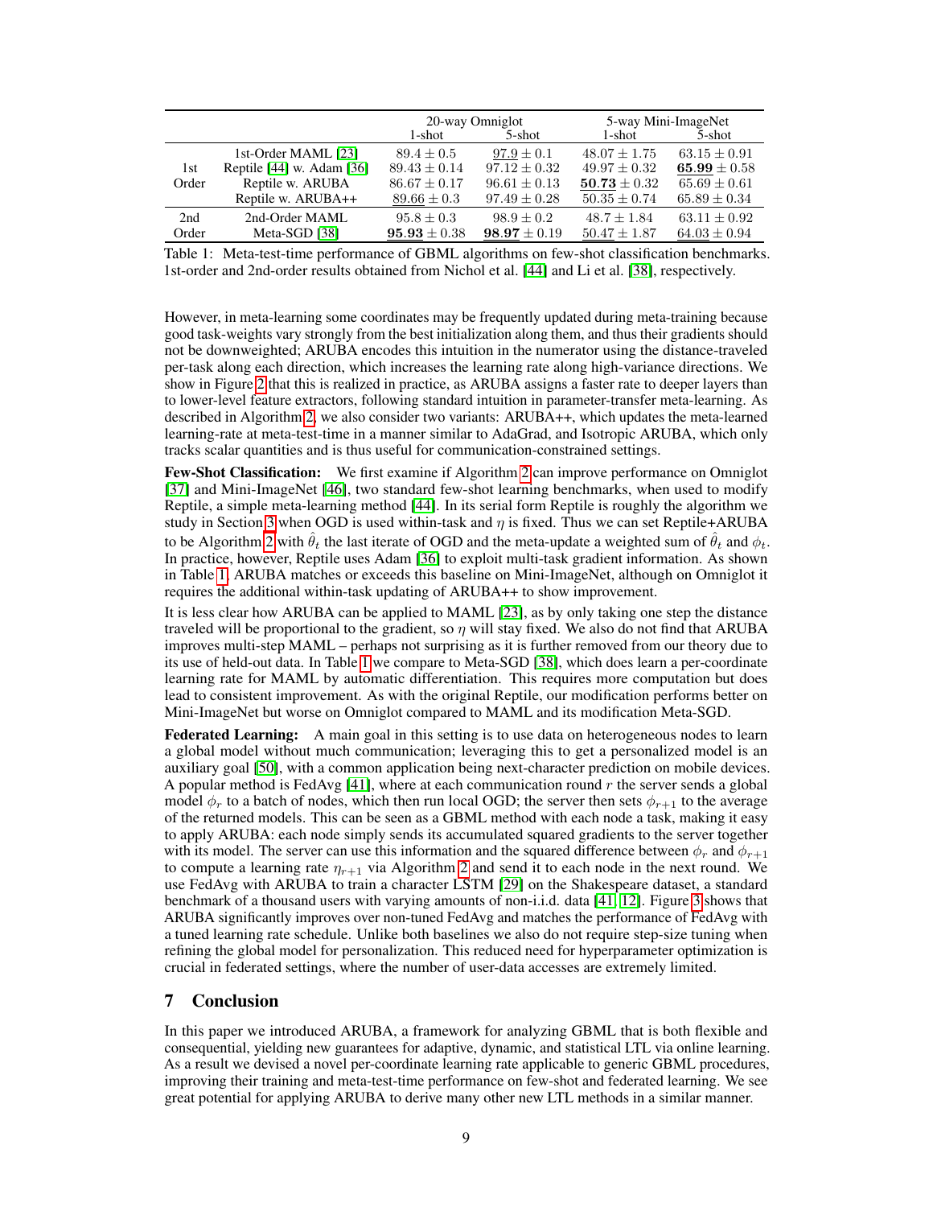|  |  | 20-way Omniglot |  | 5-way Mini-ImageNet |  |
|---|---|---|---|---|---|
|  |  | 1-shot | 5-shot | 1-shot | 5-shot |
| 1st Order | 1st-Order MAML [23] | $89.4 \pm 0.5$ | $\underline{97.9} \pm 0.1$ | $48.07 \pm 1.75$ | $63.15 \pm 0.91$ |
|  | Reptile [44] w. Adam [36] | $89.43 \pm 0.14$ | $97.12 \pm 0.32$ | $49.97 \pm 0.32$ | $\underline{\mathbf{65.99}} \pm 0.58$ |
|  | Reptile w. ARUBA | $86.67 \pm 0.17$ | $96.61 \pm 0.13$ | $\underline{\mathbf{50.73}} \pm 0.32$ | $65.69 \pm 0.61$ |
|  | Reptile w. ARUBA++ | $\underline{89.66} \pm 0.3$ | $97.49 \pm 0.28$ | $50.35 \pm 0.74$ | $65.89 \pm 0.34$ |
| 2nd Order | 2nd-Order MAML | $95.8 \pm 0.3$ | $98.9 \pm 0.2$ | $48.7 \pm 1.84$ | $63.11 \pm 0.92$ |
|  | Meta-SGD [38] | $\underline{\mathbf{95.93}} \pm 0.38$ | $\underline{\mathbf{98.97}} \pm 0.19$ | $\underline{50.47} \pm 1.87$ | $\underline{64.03} \pm 0.94$ |

Table 1: Meta-test-time performance of GBML algorithms on few-shot classification benchmarks. 1st-order and 2nd-order results obtained from Nichol et al. [44] and Li et al. [38], respectively.

However, in meta-learning some coordinates may be frequently updated during meta-training because good task-weights vary strongly from the best initialization along them, and thus their gradients should not be downweighted; ARUBA encodes this intuition in the numerator using the distance-traveled per-task along each direction, which increases the learning rate along high-variance directions. We show in Figure 2 that this is realized in practice, as ARUBA assigns a faster rate to deeper layers than to lower-level feature extractors, following standard intuition in parameter-transfer meta-learning. As described in Algorithm 2, we also consider two variants: ARUBA++, which updates the meta-learned learning-rate at meta-test-time in a manner similar to AdaGrad, and Isotropic ARUBA, which only tracks scalar quantities and is thus useful for communication-constrained settings.

**Few-Shot Classification:** We first examine if Algorithm 2 can improve performance on Omniglot [37] and Mini-ImageNet [46], two standard few-shot learning benchmarks, when used to modify Reptile, a simple meta-learning method [44]. In its serial form Reptile is roughly the algorithm we study in Section 3 when OGD is used within-task and $\eta$ is fixed. Thus we can set Reptile+ARUBA to be Algorithm 2 with $\hat{\theta}_t$ the last iterate of OGD and the meta-update a weighted sum of $\hat{\theta}_t$ and $\phi_t$. In practice, however, Reptile uses Adam [36] to exploit multi-task gradient information. As shown in Table 1, ARUBA matches or exceeds this baseline on Mini-ImageNet, although on Omniglot it requires the additional within-task updating of ARUBA++ to show improvement.

It is less clear how ARUBA can be applied to MAML [23], as by only taking one step the distance traveled will be proportional to the gradient, so $\eta$ will stay fixed. We also do not find that ARUBA improves multi-step MAML – perhaps not surprising as it is further removed from our theory due to its use of held-out data. In Table 1 we compare to Meta-SGD [38], which does learn a per-coordinate learning rate for MAML by automatic differentiation. This requires more computation but does lead to consistent improvement. As with the original Reptile, our modification performs better on Mini-ImageNet but worse on Omniglot compared to MAML and its modification Meta-SGD.

**Federated Learning:** A main goal in this setting is to use data on heterogeneous nodes to learn a global model without much communication; leveraging this to get a personalized model is an auxiliary goal [50], with a common application being next-character prediction on mobile devices. A popular method is FedAvg [41], where at each communication round $r$ the server sends a global model $\phi_r$ to a batch of nodes, which then run local OGD; the server then sets $\phi_{r+1}$ to the average of the returned models. This can be seen as a GBML method with each node a task, making it easy to apply ARUBA: each node simply sends its accumulated squared gradients to the server together with its model. The server can use this information and the squared difference between $\phi_r$ and $\phi_{r+1}$ to compute a learning rate $\eta_{r+1}$ via Algorithm 2 and send it to each node in the next round. We use FedAvg with ARUBA to train a character LSTM [29] on the Shakespeare dataset, a standard benchmark of a thousand users with varying amounts of non-i.i.d. data [41, 12]. Figure 3 shows that ARUBA significantly improves over non-tuned FedAvg and matches the performance of FedAvg with a tuned learning rate schedule. Unlike both baselines we also do not require step-size tuning when refining the global model for personalization. This reduced need for hyperparameter optimization is crucial in federated settings, where the number of user-data accesses are extremely limited.

## 7 Conclusion

In this paper we introduced ARUBA, a framework for analyzing GBML that is both flexible and consequential, yielding new guarantees for adaptive, dynamic, and statistical LTL via online learning. As a result we devised a novel per-coordinate learning rate applicable to generic GBML procedures, improving their training and meta-test-time performance on few-shot and federated learning. We see great potential for applying ARUBA to derive many other new LTL methods in a similar manner.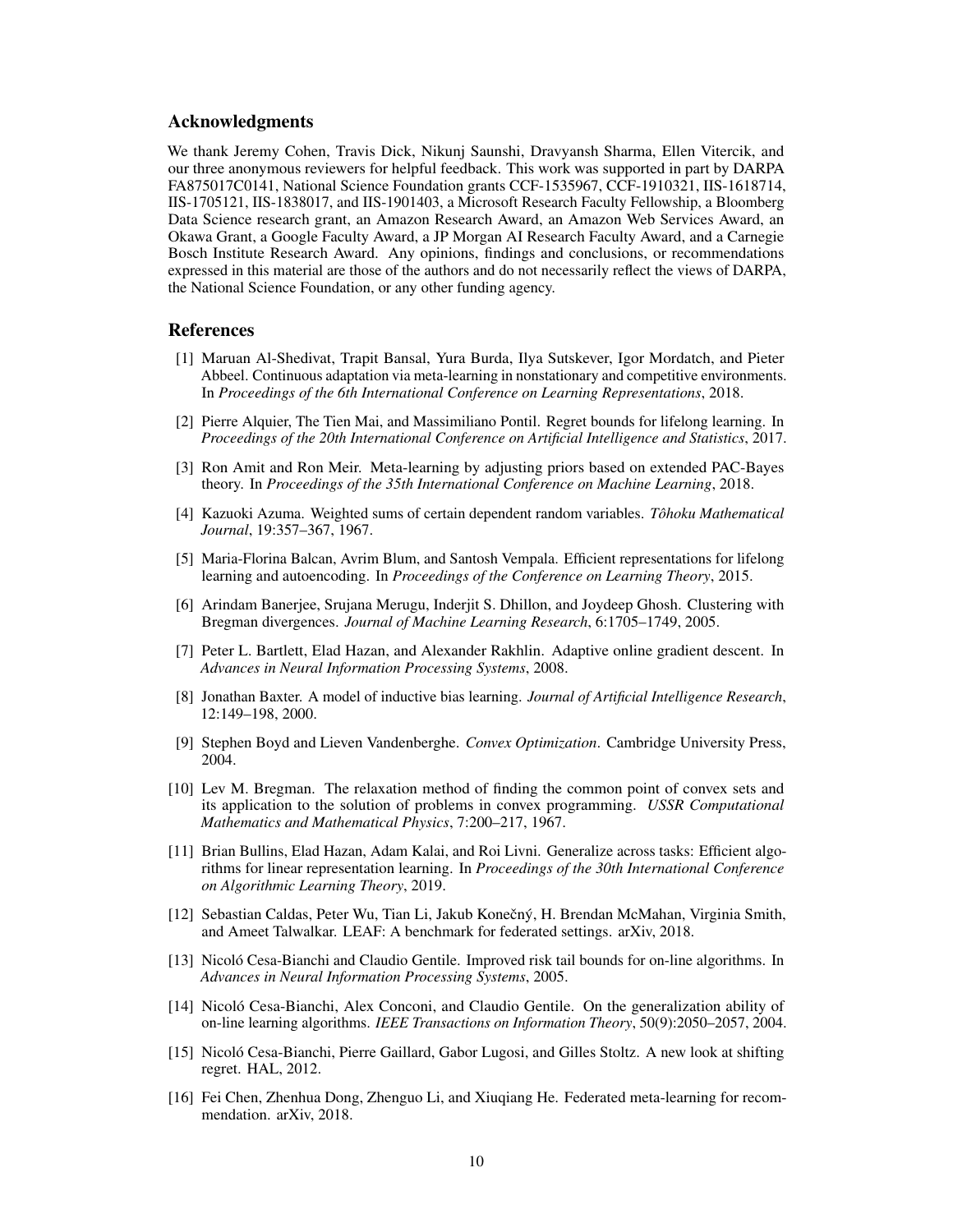## Acknowledgments

We thank Jeremy Cohen, Travis Dick, Nikunj Saunshi, Dravyansh Sharma, Ellen Vitercik, and our three anonymous reviewers for helpful feedback. This work was supported in part by DARPA FA875017C0141, National Science Foundation grants CCF-1535967, CCF-1910321, IIS-1618714, IIS-1705121, IIS-1838017, and IIS-1901403, a Microsoft Research Faculty Fellowship, a Bloomberg Data Science research grant, an Amazon Research Award, an Amazon Web Services Award, an Okawa Grant, a Google Faculty Award, a JP Morgan AI Research Faculty Award, and a Carnegie Bosch Institute Research Award. Any opinions, findings and conclusions, or recommendations expressed in this material are those of the authors and do not necessarily reflect the views of DARPA, the National Science Foundation, or any other funding agency.

## References

[1] Maruan Al-Shedivat, Trapit Bansal, Yura Burda, Ilya Sutskever, Igor Mordatch, and Pieter Abbeel. Continuous adaptation via meta-learning in nonstationary and competitive environments. In *Proceedings of the 6th International Conference on Learning Representations*, 2018.

[2] Pierre Alquier, The Tien Mai, and Massimiliano Pontil. Regret bounds for lifelong learning. In *Proceedings of the 20th International Conference on Artificial Intelligence and Statistics*, 2017.

[3] Ron Amit and Ron Meir. Meta-learning by adjusting priors based on extended PAC-Bayes theory. In *Proceedings of the 35th International Conference on Machine Learning*, 2018.

[4] Kazuoki Azuma. Weighted sums of certain dependent random variables. *Tôhoku Mathematical Journal*, 19:357–367, 1967.

[5] Maria-Florina Balcan, Avrim Blum, and Santosh Vempala. Efficient representations for lifelong learning and autoencoding. In *Proceedings of the Conference on Learning Theory*, 2015.

[6] Arindam Banerjee, Srujana Merugu, Inderjit S. Dhillon, and Joydeep Ghosh. Clustering with Bregman divergences. *Journal of Machine Learning Research*, 6:1705–1749, 2005.

[7] Peter L. Bartlett, Elad Hazan, and Alexander Rakhlin. Adaptive online gradient descent. In *Advances in Neural Information Processing Systems*, 2008.

[8] Jonathan Baxter. A model of inductive bias learning. *Journal of Artificial Intelligence Research*, 12:149–198, 2000.

[9] Stephen Boyd and Lieven Vandenberghe. *Convex Optimization*. Cambridge University Press, 2004.

[10] Lev M. Bregman. The relaxation method of finding the common point of convex sets and its application to the solution of problems in convex programming. *USSR Computational Mathematics and Mathematical Physics*, 7:200–217, 1967.

[11] Brian Bullins, Elad Hazan, Adam Kalai, and Roi Livni. Generalize across tasks: Efficient algorithms for linear representation learning. In *Proceedings of the 30th International Conference on Algorithmic Learning Theory*, 2019.

[12] Sebastian Caldas, Peter Wu, Tian Li, Jakub Konečný, H. Brendan McMahan, Virginia Smith, and Ameet Talwalkar. LEAF: A benchmark for federated settings. arXiv, 2018.

[13] Nicoló Cesa-Bianchi and Claudio Gentile. Improved risk tail bounds for on-line algorithms. In *Advances in Neural Information Processing Systems*, 2005.

[14] Nicoló Cesa-Bianchi, Alex Conconi, and Claudio Gentile. On the generalization ability of on-line learning algorithms. *IEEE Transactions on Information Theory*, 50(9):2050–2057, 2004.

[15] Nicoló Cesa-Bianchi, Pierre Gaillard, Gabor Lugosi, and Gilles Stoltz. A new look at shifting regret. HAL, 2012.

[16] Fei Chen, Zhenhua Dong, Zhenguo Li, and Xiuqiang He. Federated meta-learning for recommendation. arXiv, 2018.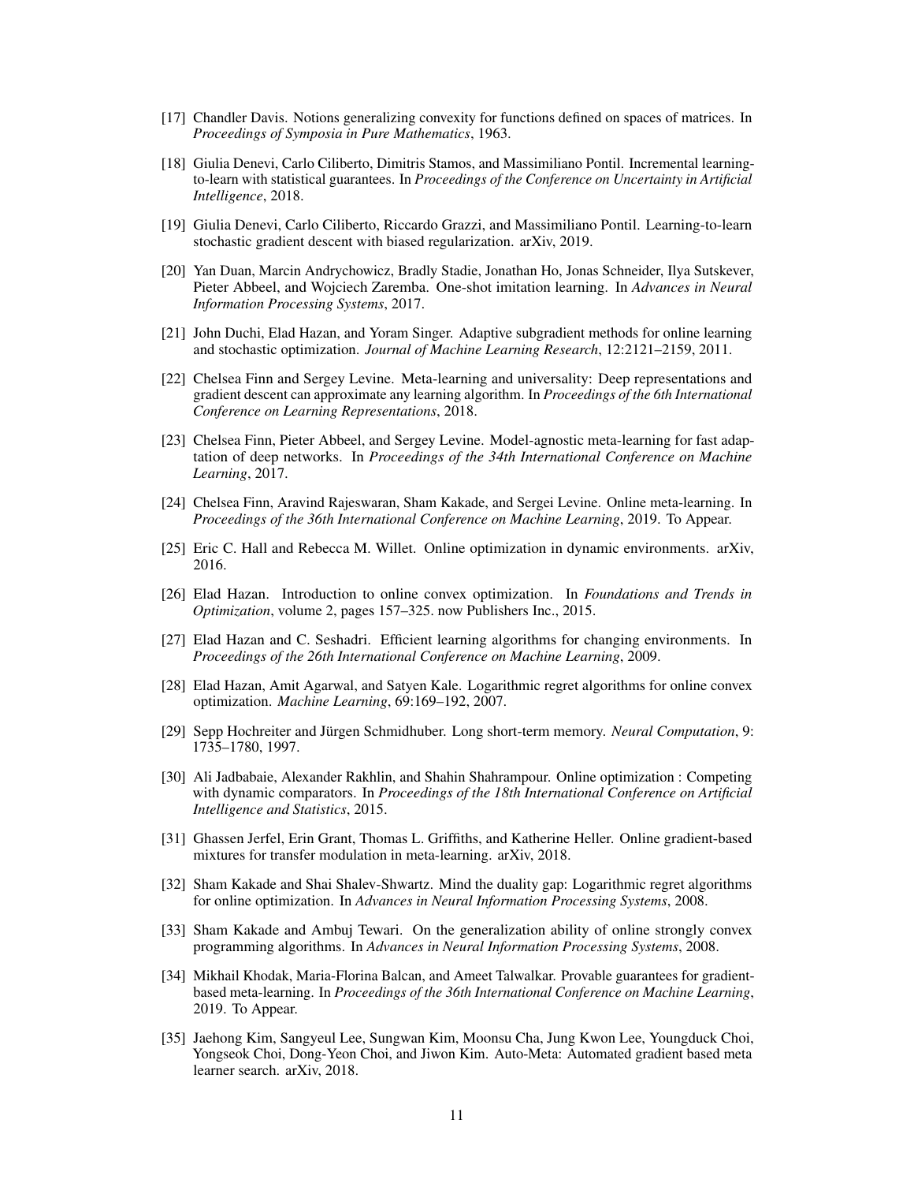[17] Chandler Davis. Notions generalizing convexity for functions defined on spaces of matrices. In *Proceedings of Symposia in Pure Mathematics*, 1963.

[18] Giulia Denevi, Carlo Ciliberto, Dimitris Stamos, and Massimiliano Pontil. Incremental learning-to-learn with statistical guarantees. In *Proceedings of the Conference on Uncertainty in Artificial Intelligence*, 2018.

[19] Giulia Denevi, Carlo Ciliberto, Riccardo Grazzi, and Massimiliano Pontil. Learning-to-learn stochastic gradient descent with biased regularization. arXiv, 2019.

[20] Yan Duan, Marcin Andrychowicz, Bradly Stadie, Jonathan Ho, Jonas Schneider, Ilya Sutskever, Pieter Abbeel, and Wojciech Zaremba. One-shot imitation learning. In *Advances in Neural Information Processing Systems*, 2017.

[21] John Duchi, Elad Hazan, and Yoram Singer. Adaptive subgradient methods for online learning and stochastic optimization. *Journal of Machine Learning Research*, 12:2121–2159, 2011.

[22] Chelsea Finn and Sergey Levine. Meta-learning and universality: Deep representations and gradient descent can approximate any learning algorithm. In *Proceedings of the 6th International Conference on Learning Representations*, 2018.

[23] Chelsea Finn, Pieter Abbeel, and Sergey Levine. Model-agnostic meta-learning for fast adaptation of deep networks. In *Proceedings of the 34th International Conference on Machine Learning*, 2017.

[24] Chelsea Finn, Aravind Rajeswaran, Sham Kakade, and Sergei Levine. Online meta-learning. In *Proceedings of the 36th International Conference on Machine Learning*, 2019. To Appear.

[25] Eric C. Hall and Rebecca M. Willet. Online optimization in dynamic environments. arXiv, 2016.

[26] Elad Hazan. Introduction to online convex optimization. In *Foundations and Trends in Optimization*, volume 2, pages 157–325. now Publishers Inc., 2015.

[27] Elad Hazan and C. Seshadri. Efficient learning algorithms for changing environments. In *Proceedings of the 26th International Conference on Machine Learning*, 2009.

[28] Elad Hazan, Amit Agarwal, and Satyen Kale. Logarithmic regret algorithms for online convex optimization. *Machine Learning*, 69:169–192, 2007.

[29] Sepp Hochreiter and Jürgen Schmidhuber. Long short-term memory. *Neural Computation*, 9: 1735–1780, 1997.

[30] Ali Jadbabaie, Alexander Rakhlin, and Shahin Shahrampour. Online optimization : Competing with dynamic comparators. In *Proceedings of the 18th International Conference on Artificial Intelligence and Statistics*, 2015.

[31] Ghassen Jerfel, Erin Grant, Thomas L. Griffiths, and Katherine Heller. Online gradient-based mixtures for transfer modulation in meta-learning. arXiv, 2018.

[32] Sham Kakade and Shai Shalev-Shwartz. Mind the duality gap: Logarithmic regret algorithms for online optimization. In *Advances in Neural Information Processing Systems*, 2008.

[33] Sham Kakade and Ambuj Tewari. On the generalization ability of online strongly convex programming algorithms. In *Advances in Neural Information Processing Systems*, 2008.

[34] Mikhail Khodak, Maria-Florina Balcan, and Ameet Talwalkar. Provable guarantees for gradient-based meta-learning. In *Proceedings of the 36th International Conference on Machine Learning*, 2019. To Appear.

[35] Jaehong Kim, Sangyeul Lee, Sungwan Kim, Moonsu Cha, Jung Kwon Lee, Youngduck Choi, Yongseok Choi, Dong-Yeon Choi, and Jiwon Kim. Auto-Meta: Automated gradient based meta learner search. arXiv, 2018.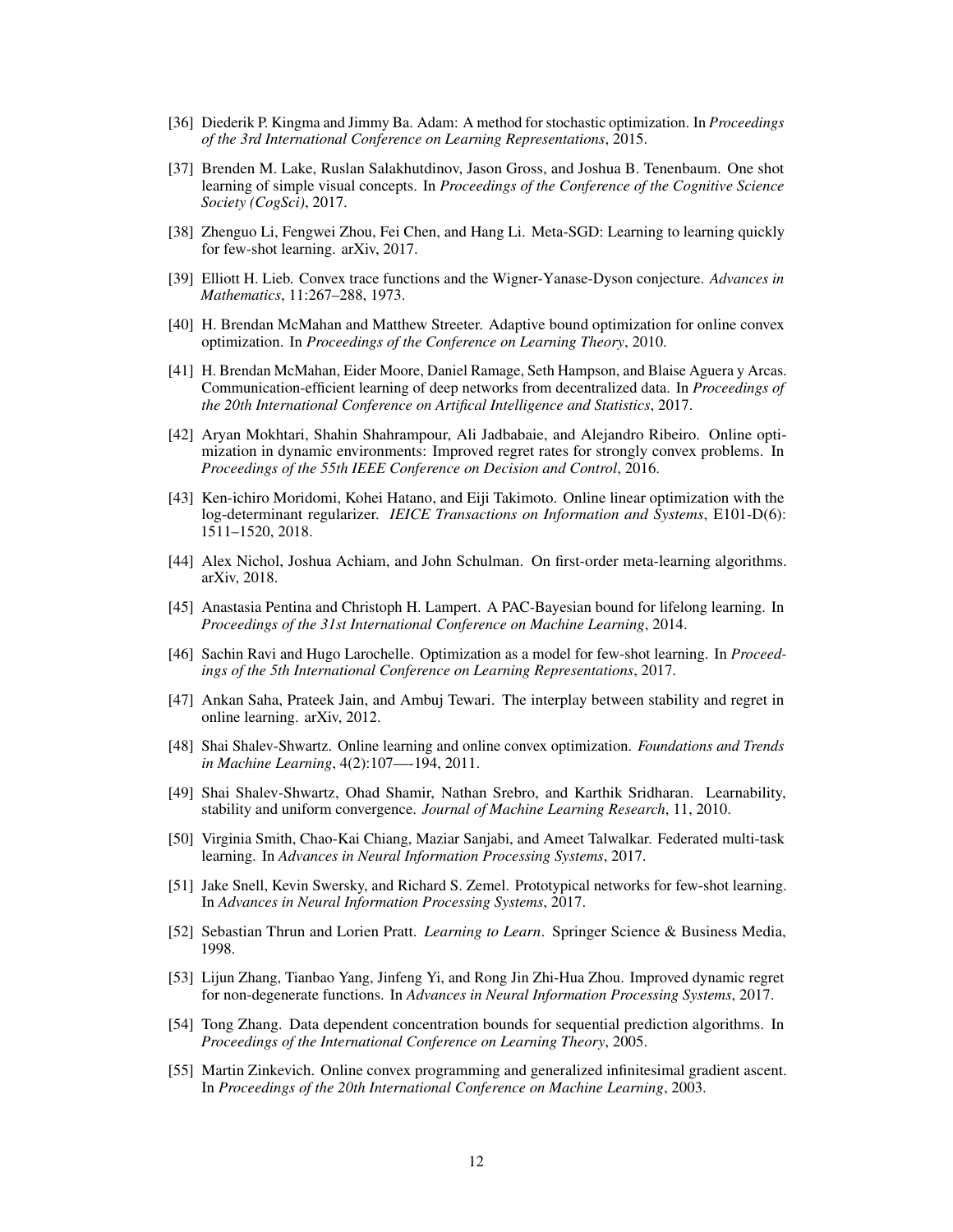[36] Diederik P. Kingma and Jimmy Ba. Adam: A method for stochastic optimization. In *Proceedings of the 3rd International Conference on Learning Representations*, 2015.

[37] Brenden M. Lake, Ruslan Salakhutdinov, Jason Gross, and Joshua B. Tenenbaum. One shot learning of simple visual concepts. In *Proceedings of the Conference of the Cognitive Science Society (CogSci)*, 2017.

[38] Zhenguo Li, Fengwei Zhou, Fei Chen, and Hang Li. Meta-SGD: Learning to learning quickly for few-shot learning. arXiv, 2017.

[39] Elliott H. Lieb. Convex trace functions and the Wigner-Yanase-Dyson conjecture. *Advances in Mathematics*, 11:267–288, 1973.

[40] H. Brendan McMahan and Matthew Streeter. Adaptive bound optimization for online convex optimization. In *Proceedings of the Conference on Learning Theory*, 2010.

[41] H. Brendan McMahan, Eider Moore, Daniel Ramage, Seth Hampson, and Blaise Aguera y Arcas. Communication-efficient learning of deep networks from decentralized data. In *Proceedings of the 20th International Conference on Artifical Intelligence and Statistics*, 2017.

[42] Aryan Mokhtari, Shahin Shahrampour, Ali Jadbabaie, and Alejandro Ribeiro. Online optimization in dynamic environments: Improved regret rates for strongly convex problems. In *Proceedings of the 55th IEEE Conference on Decision and Control*, 2016.

[43] Ken-ichiro Moridomi, Kohei Hatano, and Eiji Takimoto. Online linear optimization with the log-determinant regularizer. *IEICE Transactions on Information and Systems*, E101-D(6): 1511–1520, 2018.

[44] Alex Nichol, Joshua Achiam, and John Schulman. On first-order meta-learning algorithms. arXiv, 2018.

[45] Anastasia Pentina and Christoph H. Lampert. A PAC-Bayesian bound for lifelong learning. In *Proceedings of the 31st International Conference on Machine Learning*, 2014.

[46] Sachin Ravi and Hugo Larochelle. Optimization as a model for few-shot learning. In *Proceedings of the 5th International Conference on Learning Representations*, 2017.

[47] Ankan Saha, Prateek Jain, and Ambuj Tewari. The interplay between stability and regret in online learning. arXiv, 2012.

[48] Shai Shalev-Shwartz. Online learning and online convex optimization. *Foundations and Trends in Machine Learning*, 4(2):107—-194, 2011.

[49] Shai Shalev-Shwartz, Ohad Shamir, Nathan Srebro, and Karthik Sridharan. Learnability, stability and uniform convergence. *Journal of Machine Learning Research*, 11, 2010.

[50] Virginia Smith, Chao-Kai Chiang, Maziar Sanjabi, and Ameet Talwalkar. Federated multi-task learning. In *Advances in Neural Information Processing Systems*, 2017.

[51] Jake Snell, Kevin Swersky, and Richard S. Zemel. Prototypical networks for few-shot learning. In *Advances in Neural Information Processing Systems*, 2017.

[52] Sebastian Thrun and Lorien Pratt. *Learning to Learn*. Springer Science & Business Media, 1998.

[53] Lijun Zhang, Tianbao Yang, Jinfeng Yi, and Rong Jin Zhi-Hua Zhou. Improved dynamic regret for non-degenerate functions. In *Advances in Neural Information Processing Systems*, 2017.

[54] Tong Zhang. Data dependent concentration bounds for sequential prediction algorithms. In *Proceedings of the International Conference on Learning Theory*, 2005.

[55] Martin Zinkevich. Online convex programming and generalized infinitesimal gradient ascent. In *Proceedings of the 20th International Conference on Machine Learning*, 2003.